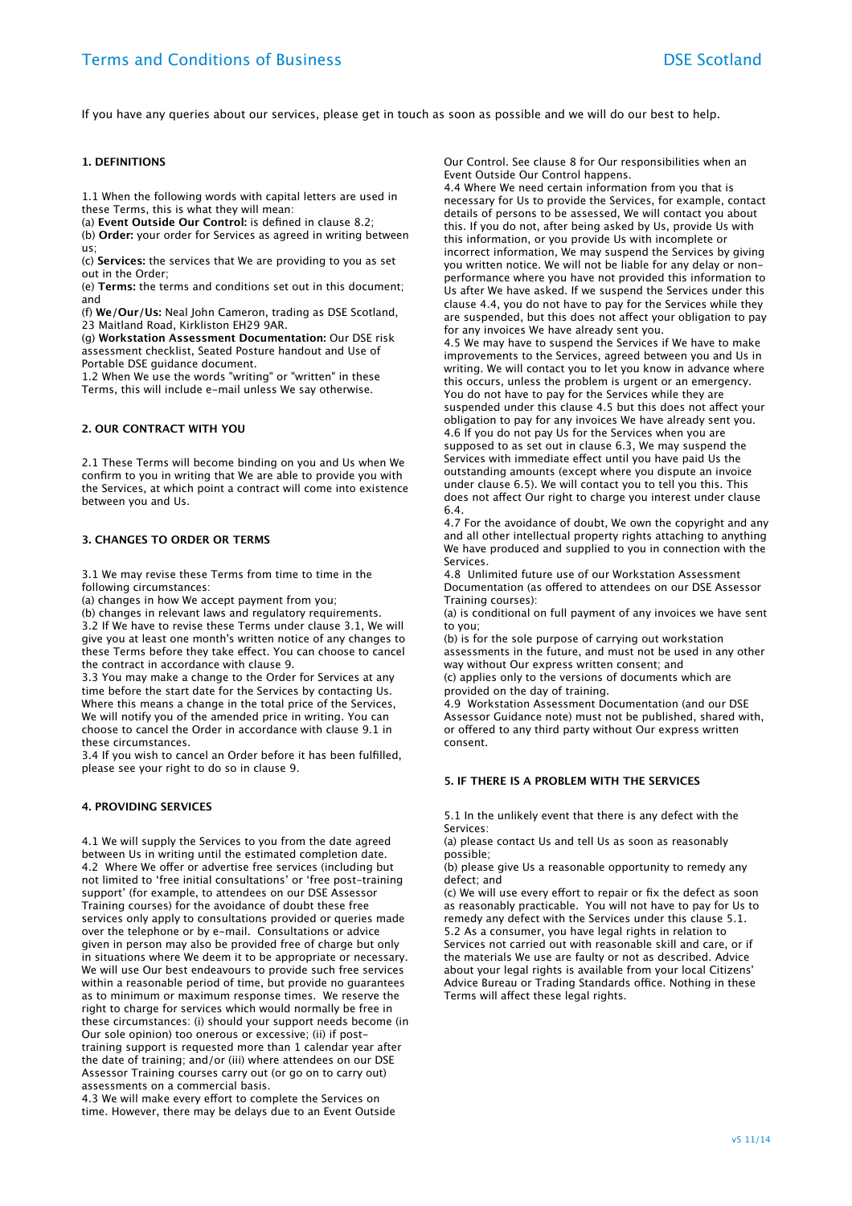If you have any queries about our services, please get in touch as soon as possible and we will do our best to help.

## 1. DEFINITIONS

1.1 When the following words with capital letters are used in these Terms, this is what they will mean:

(a) **Event Outside Our Control:** is defined in clause 8.2;

(b) **Order:** your order for Services as agreed in writing between us;

(c) **Services:** the services that We are providing to you as set out in the Order;

(e) **Terms:** the terms and conditions set out in this document; and

(f) **We/Our/Us:** Neal John Cameron, trading as DSE Scotland, 23 Maitland Road, Kirkliston EH29 9AR.

(g) **Workstation Assessment Documentation:** Our DSE risk assessment checklist, Seated Posture handout and Use of Portable DSE guidance document.

1.2 When We use the words "writing" or "written" in these Terms, this will include e-mail unless We say otherwise.

## 2. OUR CONTRACT WITH YOU

2.1 These Terms will become binding on you and Us when We confirm to you in writing that We are able to provide you with the Services, at which point a contract will come into existence between you and Us.

## 3. CHANGES TO ORDER OR TERMS

3.1 We may revise these Terms from time to time in the following circumstances:

(a) changes in how We accept payment from you;

(b) changes in relevant laws and regulatory requirements.

3.2 If We have to revise these Terms under clause 3.1, We will give you at least one month's written notice of any changes to these Terms before they take effect. You can choose to cancel the contract in accordance with clause 9.

3.3 You may make a change to the Order for Services at any time before the start date for the Services by contacting Us. Where this means a change in the total price of the Services, We will notify you of the amended price in writing. You can choose to cancel the Order in accordance with clause 9.1 in these circumstances.

3.4 If you wish to cancel an Order before it has been fulfilled, please see your right to do so in clause 9.

## 4. PROVIDING SERVICES

4.1 We will supply the Services to you from the date agreed between Us in writing until the estimated completion date.

4.2 Where We offer or advertise free services (including but not limited to 'free initial consultations' or 'free post-training support' (for example, to attendees on our DSE Assessor Training courses) for the avoidance of doubt these free services only apply to consultations provided or queries made over the telephone or by e-mail. Consultations or advice given in person may also be provided free of charge but only in situations where We deem it to be appropriate or necessary. We will use Our best endeavours to provide such free services within a reasonable period of time, but provide no guarantees as to minimum or maximum response times. We reserve the right to charge for services which would normally be free in these circumstances: (i) should your support needs become (in Our sole opinion) too onerous or excessive; (ii) if post-training support is requested more than 1 calendar year after the date of training; and/or (iii) where attendees on our DSE Assessor Training courses carry out (or go on to carry out) assessments on a commercial basis.

4.3 We will make every effort to complete the Services on time. However, there may be delays due to an Event Outside Our Control. See clause 8 for Our responsibilities when an Event Outside Our Control happens.

4.4 Where We need certain information from you that is necessary for Us to provide the Services, for example, contact details of persons to be assessed, We will contact you about this. If you do not, after being asked by Us, provide Us with this information, or you provide Us with incomplete or incorrect information, We may suspend the Services by giving you written notice. We will not be liable for any delay or non-performance where you have not provided this information to Us after We have asked. If we suspend the Services under this clause 4.4, you do not have to pay for the Services while they are suspended, but this does not affect your obligation to pay for any invoices We have already sent you.

4.5 We may have to suspend the Services if We have to make improvements to the Services, agreed between you and Us in writing. We will contact you to let you know in advance where this occurs, unless the problem is urgent or an emergency. You do not have to pay for the Services while they are suspended under this clause 4.5 but this does not affect your obligation to pay for any invoices We have already sent you.

4.6 If you do not pay Us for the Services when you are supposed to as set out in clause 6.3, We may suspend the Services with immediate effect until you have paid Us the outstanding amounts (except where you dispute an invoice under clause 6.5). We will contact you to tell you this. This does not affect Our right to charge you interest under clause 6.4.

4.7 For the avoidance of doubt, We own the copyright and any and all other intellectual property rights attaching to anything We have produced and supplied to you in connection with the Services.

4.8 Unlimited future use of our Workstation Assessment Documentation (as offered to attendees on our DSE Assessor Training courses):

(a) is conditional on full payment of any invoices we have sent to you;

(b) is for the sole purpose of carrying out workstation assessments in the future, and must not be used in any other way without Our express written consent; and

(c) applies only to the versions of documents which are provided on the day of training.

4.9 Workstation Assessment Documentation (and our DSE Assessor Guidance note) must not be published, shared with, or offered to any third party without Our express written consent.

## 5. IF THERE IS A PROBLEM WITH THE SERVICES

5.1 In the unlikely event that there is any defect with the Services:

(a) please contact Us and tell Us as soon as reasonably possible;

(b) please give Us a reasonable opportunity to remedy any defect; and

(c) We will use every effort to repair or fix the defect as soon as reasonably practicable. You will not have to pay for Us to remedy any defect with the Services under this clause 5.1.

5.2 As a consumer, you have legal rights in relation to Services not carried out with reasonable skill and care, or if the materials We use are faulty or not as described. Advice about your legal rights is available from your local Citizens' Advice Bureau or Trading Standards office. Nothing in these Terms will affect these legal rights.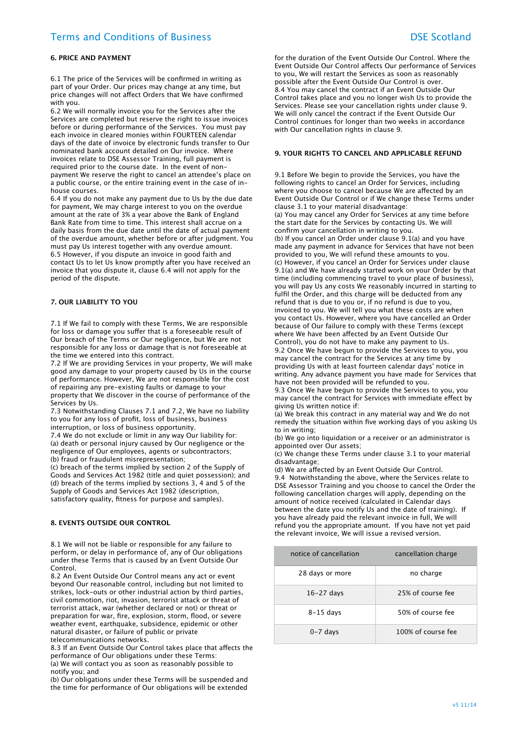### 6. PRICE AND PAYMENT

6.1 The price of the Services will be confirmed in writing as part of your Order. Our prices may change at any time, but price changes will not affect Orders that We have confirmed with you.
6.2 We will normally invoice you for the Services after the Services are completed but reserve the right to issue invoices before or during performance of the Services. You must pay each invoice in cleared monies within FOURTEEN calendar days of the date of invoice by electronic funds transfer to Our nominated bank account detailed on Our invoice. Where invoices relate to DSE Assessor Training, full payment is required prior to the course date. In the event of non-payment We reserve the right to cancel an attendee's place on a public course, or the entire training event in the case of in-house courses.
6.4 If you do not make any payment due to Us by the due date for payment, We may charge interest to you on the overdue amount at the rate of 3% a year above the Bank of England Bank Rate from time to time. This interest shall accrue on a daily basis from the due date until the date of actual payment of the overdue amount, whether before or after judgment. You must pay Us interest together with any overdue amount.
6.5 However, if you dispute an invoice in good faith and contact Us to let Us know promptly after you have received an invoice that you dispute it, clause 6.4 will not apply for the period of the dispute.

### 7. OUR LIABILITY TO YOU

7.1 If We fail to comply with these Terms, We are responsible for loss or damage you suffer that is a foreseeable result of Our breach of the Terms or Our negligence, but We are not responsible for any loss or damage that is not foreseeable at the time we entered into this contract.
7.2 If We are providing Services in your property, We will make good any damage to your property caused by Us in the course of performance. However, We are not responsible for the cost of repairing any pre-existing faults or damage to your property that We discover in the course of performance of the Services by Us.
7.3 Notwithstanding Clauses 7.1 and 7.2, We have no liability to you for any loss of profit, loss of business, business interruption, or loss of business opportunity.
7.4 We do not exclude or limit in any way Our liability for:
(a) death or personal injury caused by Our negligence or the negligence of Our employees, agents or subcontractors;
(b) fraud or fraudulent misrepresentation;
(c) breach of the terms implied by section 2 of the Supply of Goods and Services Act 1982 (title and quiet possession); and
(d) breach of the terms implied by sections 3, 4 and 5 of the Supply of Goods and Services Act 1982 (description, satisfactory quality, fitness for purpose and samples).

### 8. EVENTS OUTSIDE OUR CONTROL

8.1 We will not be liable or responsible for any failure to perform, or delay in performance of, any of Our obligations under these Terms that is caused by an Event Outside Our Control.
8.2 An Event Outside Our Control means any act or event beyond Our reasonable control, including but not limited to strikes, lock-outs or other industrial action by third parties, civil commotion, riot, invasion, terrorist attack or threat of terrorist attack, war (whether declared or not) or threat or preparation for war, fire, explosion, storm, flood, or severe weather event, earthquake, subsidence, epidemic or other natural disaster, or failure of public or private telecommunications networks.
8.3 If an Event Outside Our Control takes place that affects the performance of Our obligations under these Terms:
(a) We will contact you as soon as reasonably possible to notify you; and
(b) Our obligations under these Terms will be suspended and the time for performance of Our obligations will be extended for the duration of the Event Outside Our Control. Where the Event Outside Our Control affects Our performance of Services to you, We will restart the Services as soon as reasonably possible after the Event Outside Our Control is over.
8.4 You may cancel the contract if an Event Outside Our Control takes place and you no longer wish Us to provide the Services. Please see your cancellation rights under clause 9. We will only cancel the contract if the Event Outside Our Control continues for longer than two weeks in accordance with Our cancellation rights in clause 9.

### 9. YOUR RIGHTS TO CANCEL AND APPLICABLE REFUND

9.1 Before We begin to provide the Services, you have the following rights to cancel an Order for Services, including where you choose to cancel because We are affected by an Event Outside Our Control or if We change these Terms under clause 3.1 to your material disadvantage:
(a) You may cancel any Order for Services at any time before the start date for the Services by contacting Us. We will confirm your cancellation in writing to you.
(b) If you cancel an Order under clause 9.1(a) and you have made any payment in advance for Services that have not been provided to you, We will refund these amounts to you.
(c) However, if you cancel an Order for Services under clause 9.1(a) and We have already started work on your Order by that time (including commencing travel to your place of business), you will pay Us any costs We reasonably incurred in starting to fulfil the Order, and this charge will be deducted from any refund that is due to you or, if no refund is due to you, invoiced to you. We will tell you what these costs are when you contact Us. However, where you have cancelled an Order because of Our failure to comply with these Terms (except where We have been affected by an Event Outside Our Control), you do not have to make any payment to Us.
9.2 Once We have begun to provide the Services to you, you may cancel the contract for the Services at any time by providing Us with at least fourteen calendar days' notice in writing. Any advance payment you have made for Services that have not been provided will be refunded to you.
9.3 Once We have begun to provide the Services to you, you may cancel the contract for Services with immediate effect by giving Us written notice if:
(a) We break this contract in any material way and We do not remedy the situation within five working days of you asking Us to in writing;
(b) We go into liquidation or a receiver or an administrator is appointed over Our assets;
(c) We change these Terms under clause 3.1 to your material disadvantage;
(d) We are affected by an Event Outside Our Control.
9.4 Notwithstanding the above, where the Services relate to DSE Assessor Training and you choose to cancel the Order the following cancellation charges will apply, depending on the amount of notice received (calculated in Calendar days between the date you notify Us and the date of training). If you have already paid the relevant invoice in full, We will refund you the appropriate amount. If you have not yet paid the relevant invoice, We will issue a revised version.

| notice of cancellation | cancellation charge |
|---|---|
| 28 days or more | no charge |
| 16-27 days | 25% of course fee |
| 8-15 days | 50% of course fee |
| 0-7 days | 100% of course fee |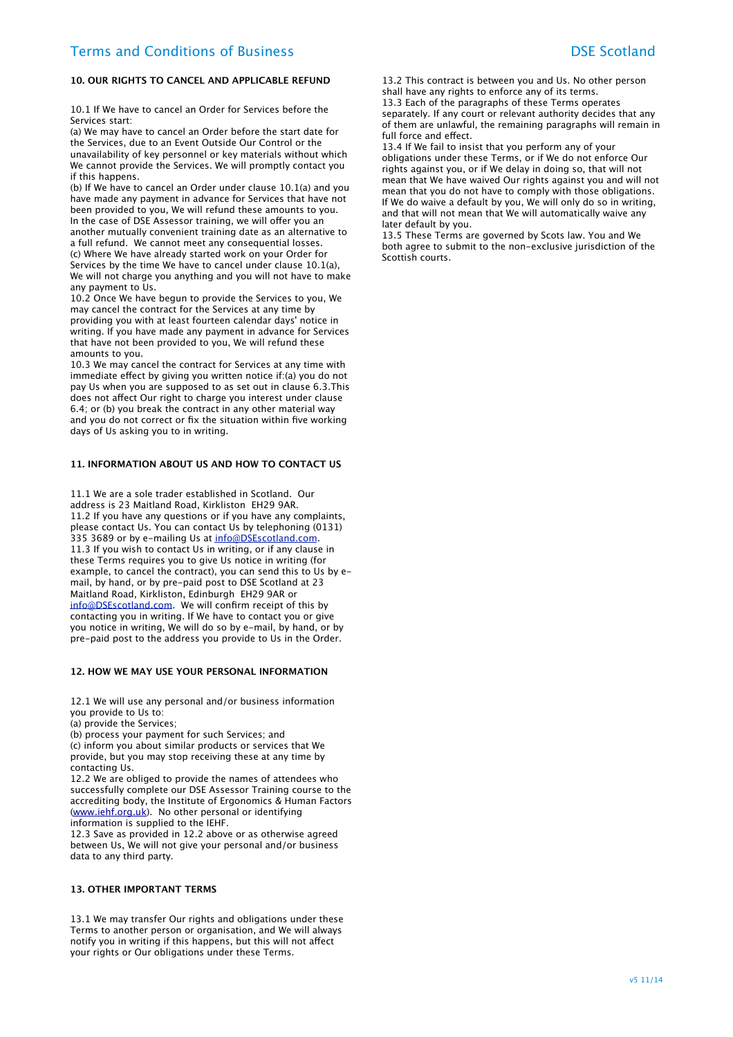## 10. OUR RIGHTS TO CANCEL AND APPLICABLE REFUND

10.1 If We have to cancel an Order for Services before the Services start:
(a) We may have to cancel an Order before the start date for the Services, due to an Event Outside Our Control or the unavailability of key personnel or key materials without which We cannot provide the Services. We will promptly contact you if this happens.
(b) If We have to cancel an Order under clause 10.1(a) and you have made any payment in advance for Services that have not been provided to you, We will refund these amounts to you. In the case of DSE Assessor training, we will offer you an another mutually convenient training date as an alternative to a full refund. We cannot meet any consequential losses.
(c) Where We have already started work on your Order for Services by the time We have to cancel under clause 10.1(a), We will not charge you anything and you will not have to make any payment to Us.
10.2 Once We have begun to provide the Services to you, We may cancel the contract for the Services at any time by providing you with at least fourteen calendar days' notice in writing. If you have made any payment in advance for Services that have not been provided to you, We will refund these amounts to you.
10.3 We may cancel the contract for Services at any time with immediate effect by giving you written notice if:(a) you do not pay Us when you are supposed to as set out in clause 6.3.This does not affect Our right to charge you interest under clause 6.4; or (b) you break the contract in any other material way and you do not correct or fix the situation within five working days of Us asking you to in writing.

## 11. INFORMATION ABOUT US AND HOW TO CONTACT US

11.1 We are a sole trader established in Scotland. Our address is 23 Maitland Road, Kirkliston EH29 9AR.
11.2 If you have any questions or if you have any complaints, please contact Us. You can contact Us by telephoning (0131) 335 3689 or by e-mailing Us at info@DSEscotland.com.
11.3 If you wish to contact Us in writing, or if any clause in these Terms requires you to give Us notice in writing (for example, to cancel the contract), you can send this to Us by e-mail, by hand, or by pre-paid post to DSE Scotland at 23 Maitland Road, Kirkliston, Edinburgh EH29 9AR or info@DSEscotland.com. We will confirm receipt of this by contacting you in writing. If We have to contact you or give you notice in writing, We will do so by e-mail, by hand, or by pre-paid post to the address you provide to Us in the Order.

## 12. HOW WE MAY USE YOUR PERSONAL INFORMATION

12.1 We will use any personal and/or business information you provide to Us to:
(a) provide the Services;
(b) process your payment for such Services; and
(c) inform you about similar products or services that We provide, but you may stop receiving these at any time by contacting Us.
12.2 We are obliged to provide the names of attendees who successfully complete our DSE Assessor Training course to the accrediting body, the Institute of Ergonomics & Human Factors (www.iehf.org.uk). No other personal or identifying information is supplied to the IEHF.
12.3 Save as provided in 12.2 above or as otherwise agreed between Us, We will not give your personal and/or business data to any third party.

## 13. OTHER IMPORTANT TERMS

13.1 We may transfer Our rights and obligations under these Terms to another person or organisation, and We will always notify you in writing if this happens, but this will not affect your rights or Our obligations under these Terms.
13.2 This contract is between you and Us. No other person shall have any rights to enforce any of its terms.
13.3 Each of the paragraphs of these Terms operates separately. If any court or relevant authority decides that any of them are unlawful, the remaining paragraphs will remain in full force and effect.
13.4 If We fail to insist that you perform any of your obligations under these Terms, or if We do not enforce Our rights against you, or if We delay in doing so, that will not mean that We have waived Our rights against you and will not mean that you do not have to comply with those obligations. If We do waive a default by you, We will only do so in writing, and that will not mean that We will automatically waive any later default by you.
13.5 These Terms are governed by Scots law. You and We both agree to submit to the non-exclusive jurisdiction of the Scottish courts.

v5 11/14